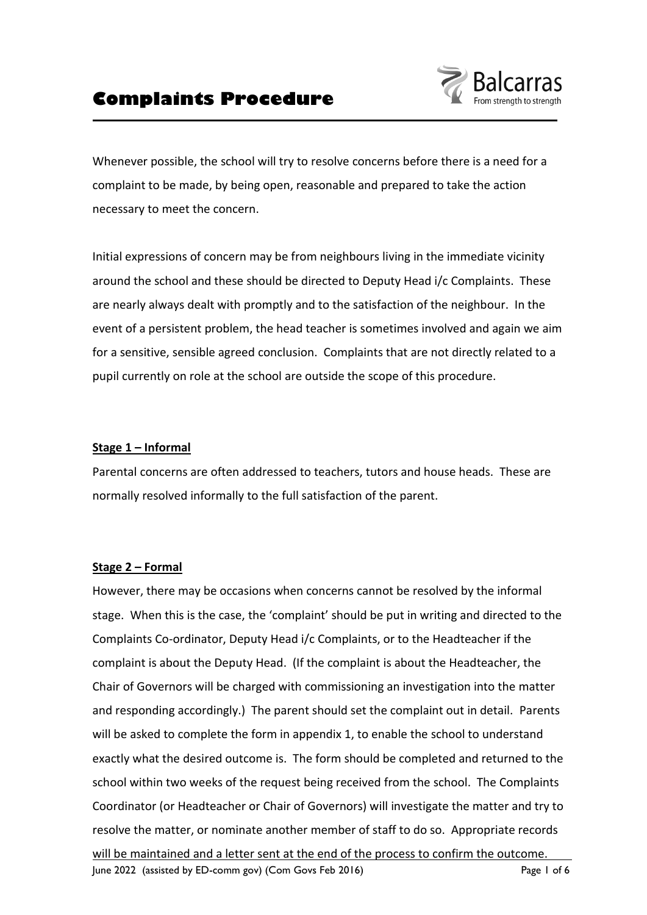# Complaints Procedure

Whenever possible, the school will try to resolve concerns before there is a need for a complaint to be made, by being open, reasonable and prepared to take the action necessary to meet the concern.

Initial expressions of concern may be from neighbours living in the immediate vicinity around the school and these should be directed to Deputy Head i/c Complaints. These are nearly always dealt with promptly and to the satisfaction of the neighbour. In the event of a persistent problem, the head teacher is sometimes involved and again we aim for a sensitive, sensible agreed conclusion. Complaints that are not directly related to a pupil currently on role at the school are outside the scope of this procedure.

**Stage 1 – Informal**

Parental concerns are often addressed to teachers, tutors and house heads. These are normally resolved informally to the full satisfaction of the parent.

**Stage 2 – Formal**

However, there may be occasions when concerns cannot be resolved by the informal stage. When this is the case, the 'complaint' should be put in writing and directed to the Complaints Co-ordinator, Deputy Head i/c Complaints, or to the Headteacher if the complaint is about the Deputy Head. (If the complaint is about the Headteacher, the Chair of Governors will be charged with commissioning an investigation into the matter and responding accordingly.) The parent should set the complaint out in detail. Parents will be asked to complete the form in appendix 1, to enable the school to understand exactly what the desired outcome is. The form should be completed and returned to the school within two weeks of the request being received from the school. The Complaints Coordinator (or Headteacher or Chair of Governors) will investigate the matter and try to resolve the matter, or nominate another member of staff to do so. Appropriate records will be maintained and a letter sent at the end of the process to confirm the outcome.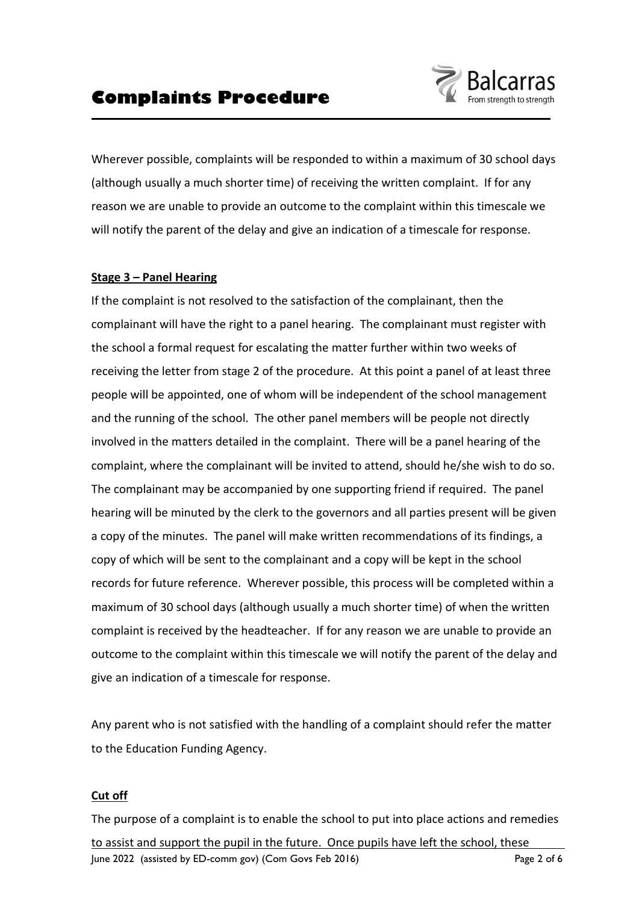Wherever possible, complaints will be responded to within a maximum of 30 school days (although usually a much shorter time) of receiving the written complaint. If for any reason we are unable to provide an outcome to the complaint within this timescale we will notify the parent of the delay and give an indication of a timescale for response.

**Stage 3 – Panel Hearing**

If the complaint is not resolved to the satisfaction of the complainant, then the complainant will have the right to a panel hearing. The complainant must register with the school a formal request for escalating the matter further within two weeks of receiving the letter from stage 2 of the procedure. At this point a panel of at least three people will be appointed, one of whom will be independent of the school management and the running of the school. The other panel members will be people not directly involved in the matters detailed in the complaint. There will be a panel hearing of the complaint, where the complainant will be invited to attend, should he/she wish to do so. The complainant may be accompanied by one supporting friend if required. The panel hearing will be minuted by the clerk to the governors and all parties present will be given a copy of the minutes. The panel will make written recommendations of its findings, a copy of which will be sent to the complainant and a copy will be kept in the school records for future reference. Wherever possible, this process will be completed within a maximum of 30 school days (although usually a much shorter time) of when the written complaint is received by the headteacher. If for any reason we are unable to provide an outcome to the complaint within this timescale we will notify the parent of the delay and give an indication of a timescale for response.

Any parent who is not satisfied with the handling of a complaint should refer the matter to the Education Funding Agency.

**Cut off**

The purpose of a complaint is to enable the school to put into place actions and remedies to assist and support the pupil in the future. Once pupils have left the school, these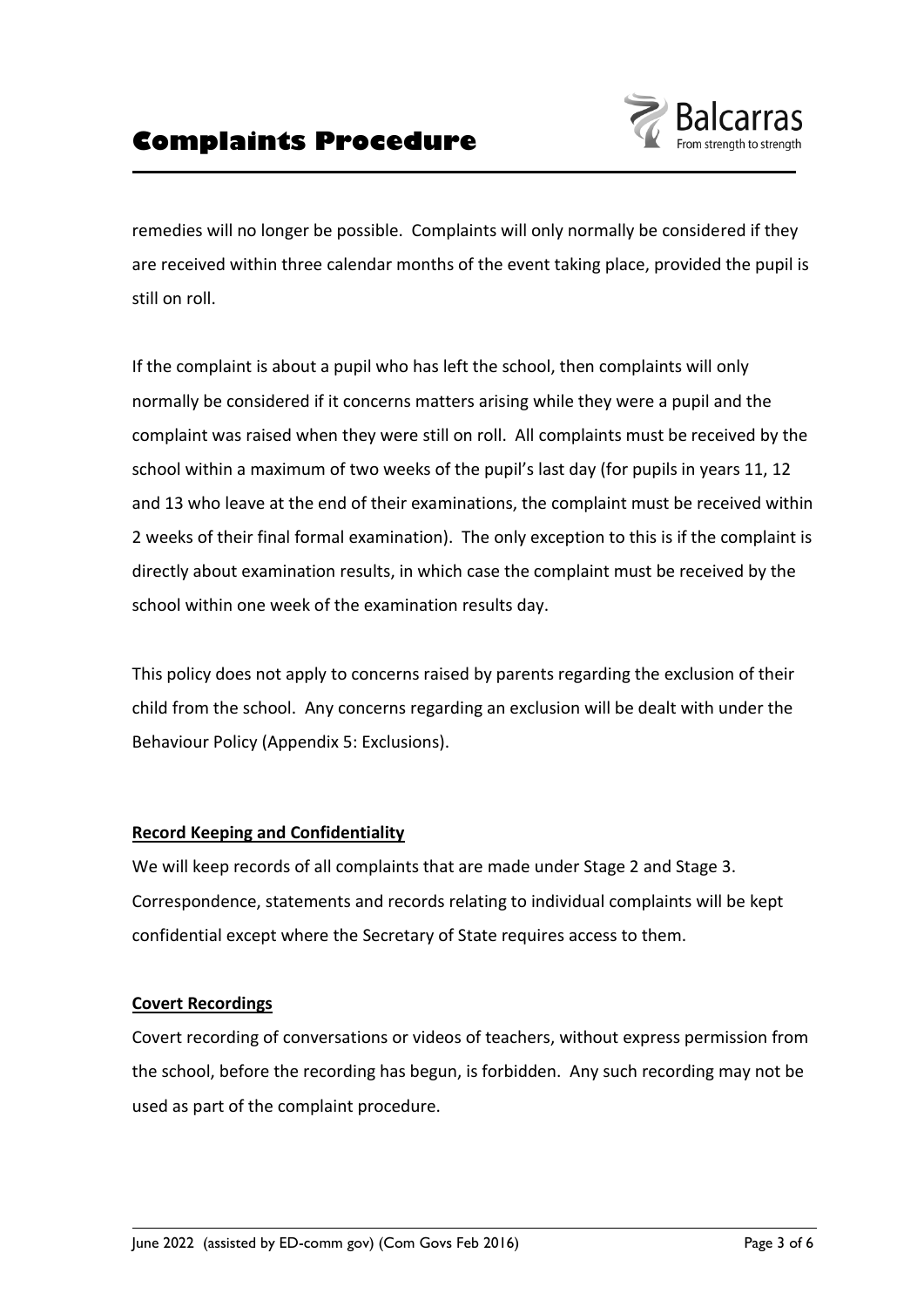remedies will no longer be possible. Complaints will only normally be considered if they are received within three calendar months of the event taking place, provided the pupil is still on roll.

If the complaint is about a pupil who has left the school, then complaints will only normally be considered if it concerns matters arising while they were a pupil and the complaint was raised when they were still on roll. All complaints must be received by the school within a maximum of two weeks of the pupil's last day (for pupils in years 11, 12 and 13 who leave at the end of their examinations, the complaint must be received within 2 weeks of their final formal examination). The only exception to this is if the complaint is directly about examination results, in which case the complaint must be received by the school within one week of the examination results day.

This policy does not apply to concerns raised by parents regarding the exclusion of their child from the school. Any concerns regarding an exclusion will be dealt with under the Behaviour Policy (Appendix 5: Exclusions).

## Record Keeping and Confidentiality

We will keep records of all complaints that are made under Stage 2 and Stage 3. Correspondence, statements and records relating to individual complaints will be kept confidential except where the Secretary of State requires access to them.

## Covert Recordings

Covert recording of conversations or videos of teachers, without express permission from the school, before the recording has begun, is forbidden. Any such recording may not be used as part of the complaint procedure.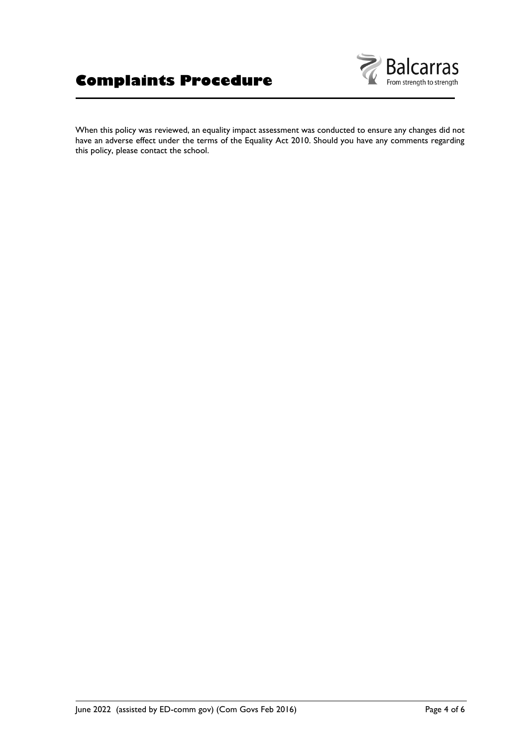When this policy was reviewed, an equality impact assessment was conducted to ensure any changes did not have an adverse effect under the terms of the Equality Act 2010. Should you have any comments regarding this policy, please contact the school.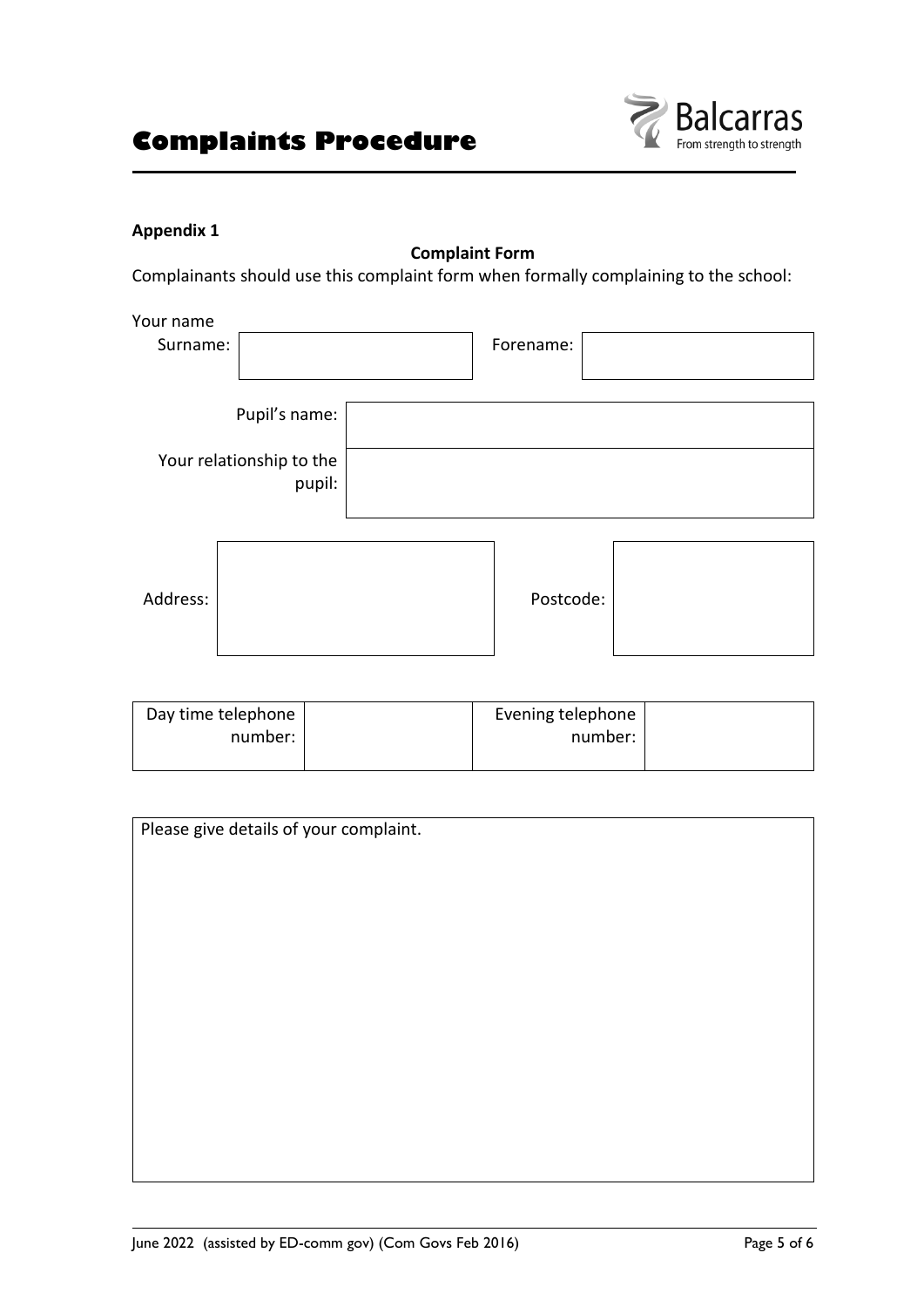**Appendix 1**

**Complaint Form**

Complainants should use this complaint form when formally complaining to the school:

Your name

| Surname: | | Forename: | |
|---|---|---|---|

| Pupil's name: | |
|---|---|
| Your relationship to the pupil: | |

| Address: | | Postcode: | |
|---|---|---|---|

| Day time telephone number: | | Evening telephone number: | |
|---|---|---|---|

| Please give details of your complaint. |
|---|
| |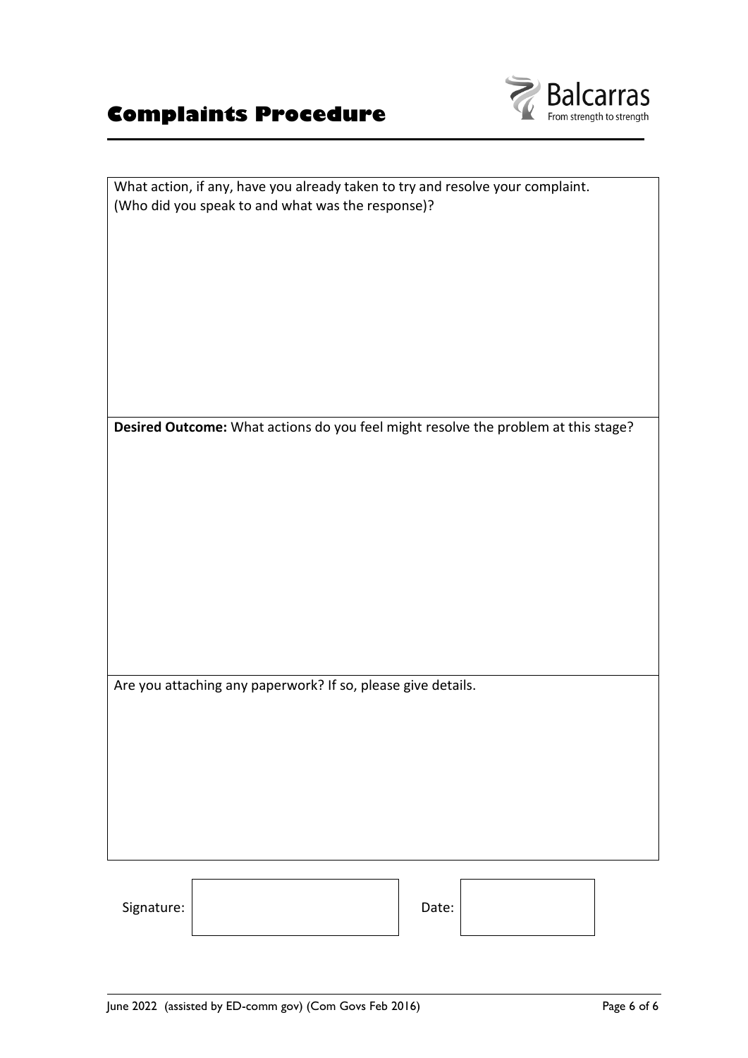What action, if any, have you already taken to try and resolve your complaint. (Who did you speak to and what was the response)?

**Desired Outcome:** What actions do you feel might resolve the problem at this stage?

Are you attaching any paperwork? If so, please give details.

| | | | |
|---|---|---|---|
| Signature: | | Date: | |